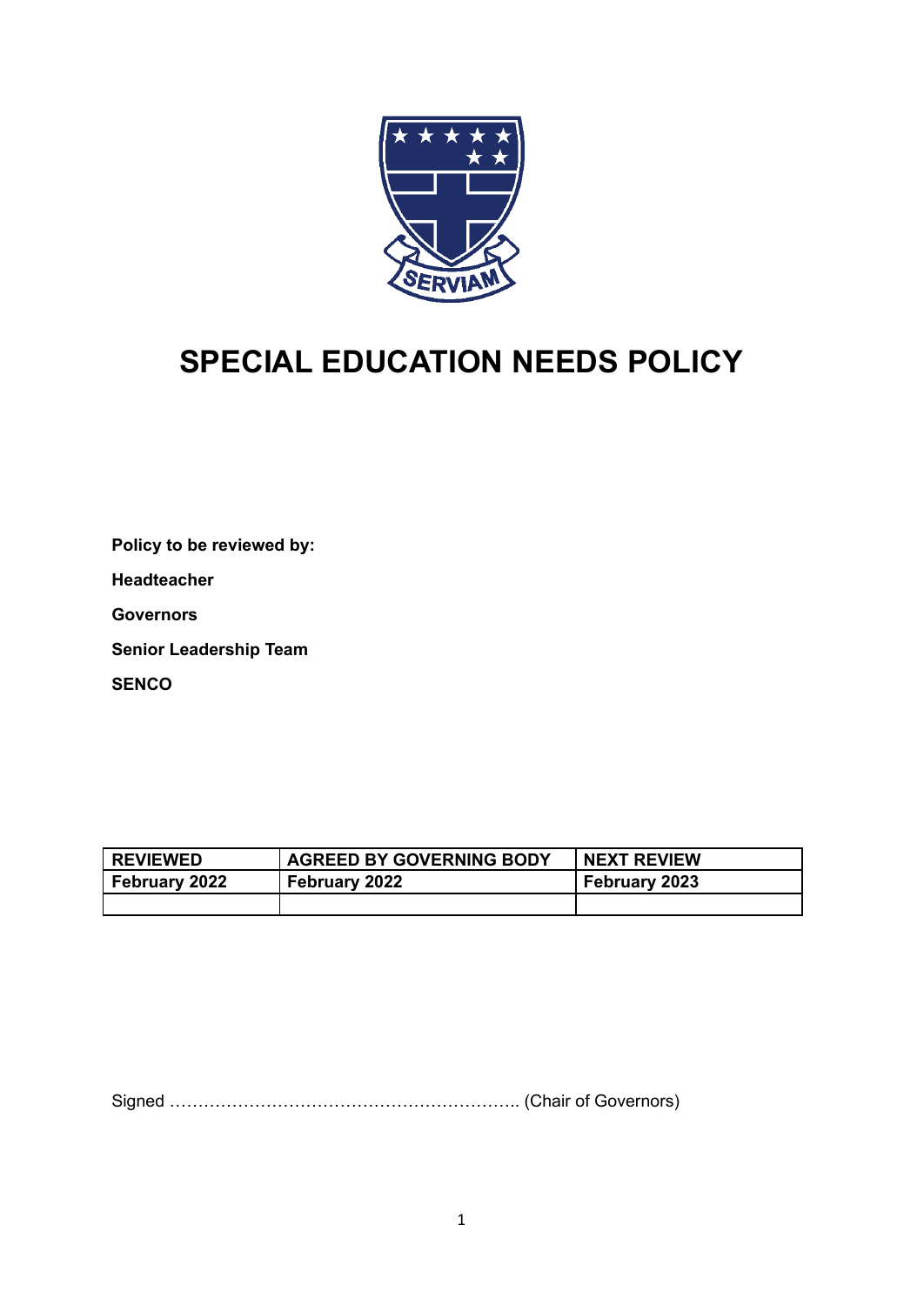# SPECIAL EDUCATION NEEDS POLICY

**Policy to be reviewed by:**

**Headteacher**

**Governors**

**Senior Leadership Team**

**SENCO**

| REVIEWED | AGREED BY GOVERNING BODY | NEXT REVIEW |
|---|---|---|
| February 2022 | February 2022 | February 2023 |
| | | |

Signed ……………………………………………………. (Chair of Governors)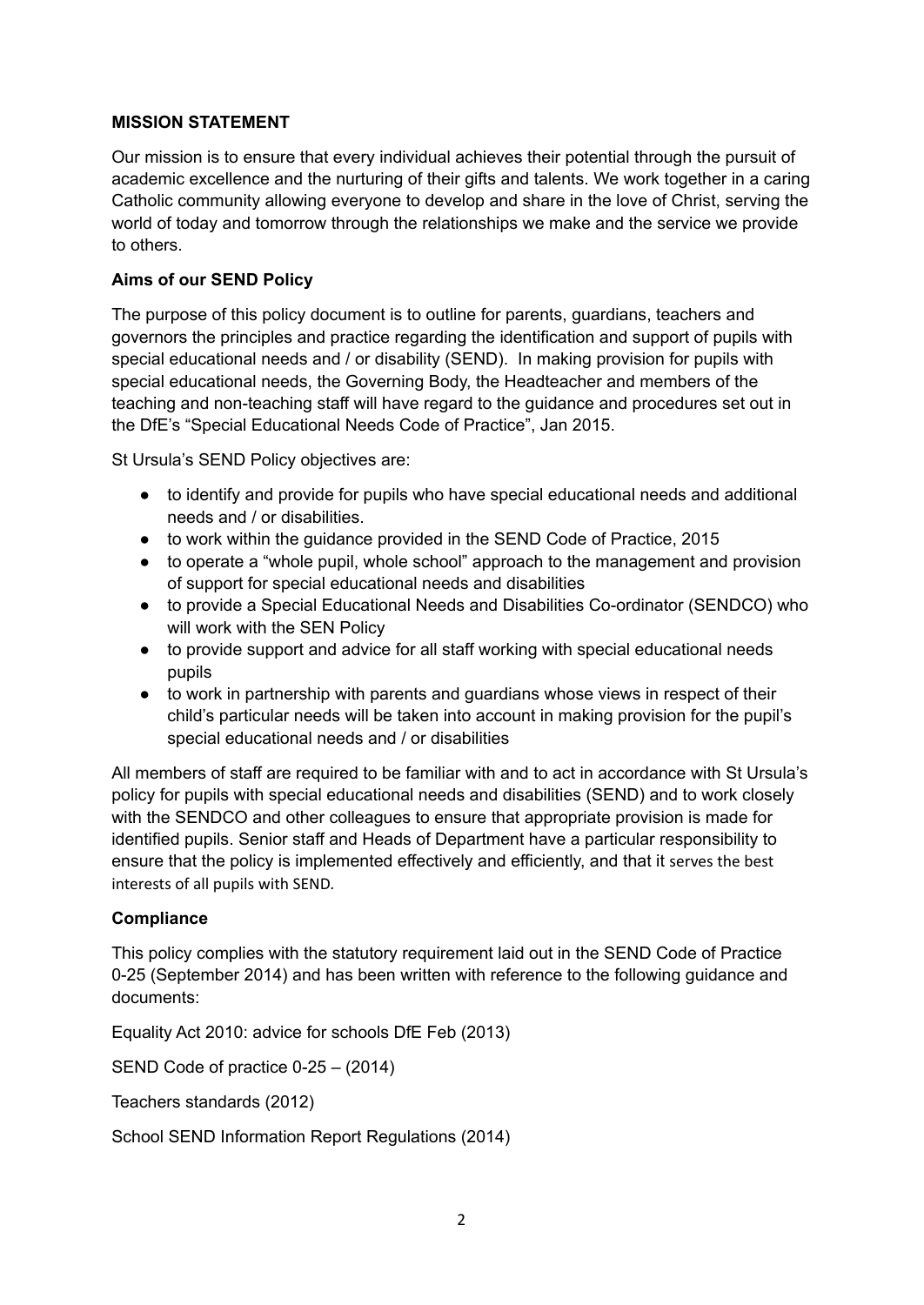**MISSION STATEMENT**

Our mission is to ensure that every individual achieves their potential through the pursuit of academic excellence and the nurturing of their gifts and talents. We work together in a caring Catholic community allowing everyone to develop and share in the love of Christ, serving the world of today and tomorrow through the relationships we make and the service we provide to others.

**Aims of our SEND Policy**

The purpose of this policy document is to outline for parents, guardians, teachers and governors the principles and practice regarding the identification and support of pupils with special educational needs and / or disability (SEND). In making provision for pupils with special educational needs, the Governing Body, the Headteacher and members of the teaching and non-teaching staff will have regard to the guidance and procedures set out in the DfE's "Special Educational Needs Code of Practice", Jan 2015.

St Ursula's SEND Policy objectives are:

- to identify and provide for pupils who have special educational needs and additional needs and / or disabilities.
- to work within the guidance provided in the SEND Code of Practice, 2015
- to operate a "whole pupil, whole school" approach to the management and provision of support for special educational needs and disabilities
- to provide a Special Educational Needs and Disabilities Co-ordinator (SENDCO) who will work with the SEN Policy
- to provide support and advice for all staff working with special educational needs pupils
- to work in partnership with parents and guardians whose views in respect of their child's particular needs will be taken into account in making provision for the pupil's special educational needs and / or disabilities

All members of staff are required to be familiar with and to act in accordance with St Ursula's policy for pupils with special educational needs and disabilities (SEND) and to work closely with the SENDCO and other colleagues to ensure that appropriate provision is made for identified pupils. Senior staff and Heads of Department have a particular responsibility to ensure that the policy is implemented effectively and efficiently, and that it serves the best interests of all pupils with SEND.

**Compliance**

This policy complies with the statutory requirement laid out in the SEND Code of Practice 0-25 (September 2014) and has been written with reference to the following guidance and documents:

Equality Act 2010: advice for schools DfE Feb (2013)

SEND Code of practice 0-25 – (2014)

Teachers standards (2012)

School SEND Information Report Regulations (2014)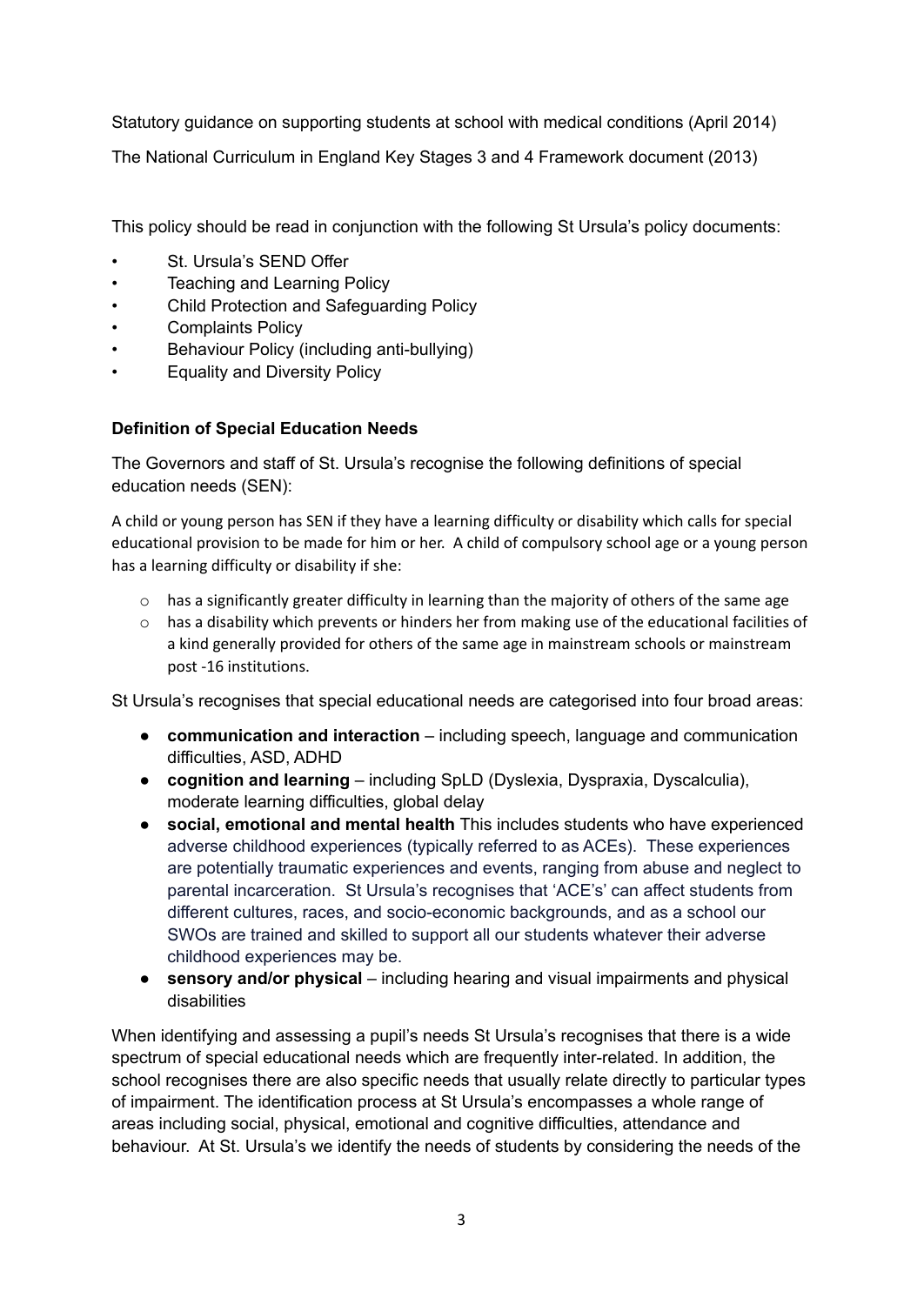Statutory guidance on supporting students at school with medical conditions (April 2014)

The National Curriculum in England Key Stages 3 and 4 Framework document (2013)

This policy should be read in conjunction with the following St Ursula's policy documents:

- St. Ursula's SEND Offer
- Teaching and Learning Policy
- Child Protection and Safeguarding Policy
- Complaints Policy
- Behaviour Policy (including anti-bullying)
- Equality and Diversity Policy

**Definition of Special Education Needs**

The Governors and staff of St. Ursula's recognise the following definitions of special education needs (SEN):

A child or young person has SEN if they have a learning difficulty or disability which calls for special educational provision to be made for him or her. A child of compulsory school age or a young person has a learning difficulty or disability if she:

- has a significantly greater difficulty in learning than the majority of others of the same age
- has a disability which prevents or hinders her from making use of the educational facilities of a kind generally provided for others of the same age in mainstream schools or mainstream post -16 institutions.

St Ursula's recognises that special educational needs are categorised into four broad areas:

- **communication and interaction** – including speech, language and communication difficulties, ASD, ADHD
- **cognition and learning** – including SpLD (Dyslexia, Dyspraxia, Dyscalculia), moderate learning difficulties, global delay
- **social, emotional and mental health** This includes students who have experienced adverse childhood experiences (typically referred to as ACEs). These experiences are potentially traumatic experiences and events, ranging from abuse and neglect to parental incarceration. St Ursula's recognises that 'ACE's' can affect students from different cultures, races, and socio-economic backgrounds, and as a school our SWOs are trained and skilled to support all our students whatever their adverse childhood experiences may be.
- **sensory and/or physical** – including hearing and visual impairments and physical disabilities

When identifying and assessing a pupil's needs St Ursula's recognises that there is a wide spectrum of special educational needs which are frequently inter-related. In addition, the school recognises there are also specific needs that usually relate directly to particular types of impairment. The identification process at St Ursula's encompasses a whole range of areas including social, physical, emotional and cognitive difficulties, attendance and behaviour. At St. Ursula's we identify the needs of students by considering the needs of the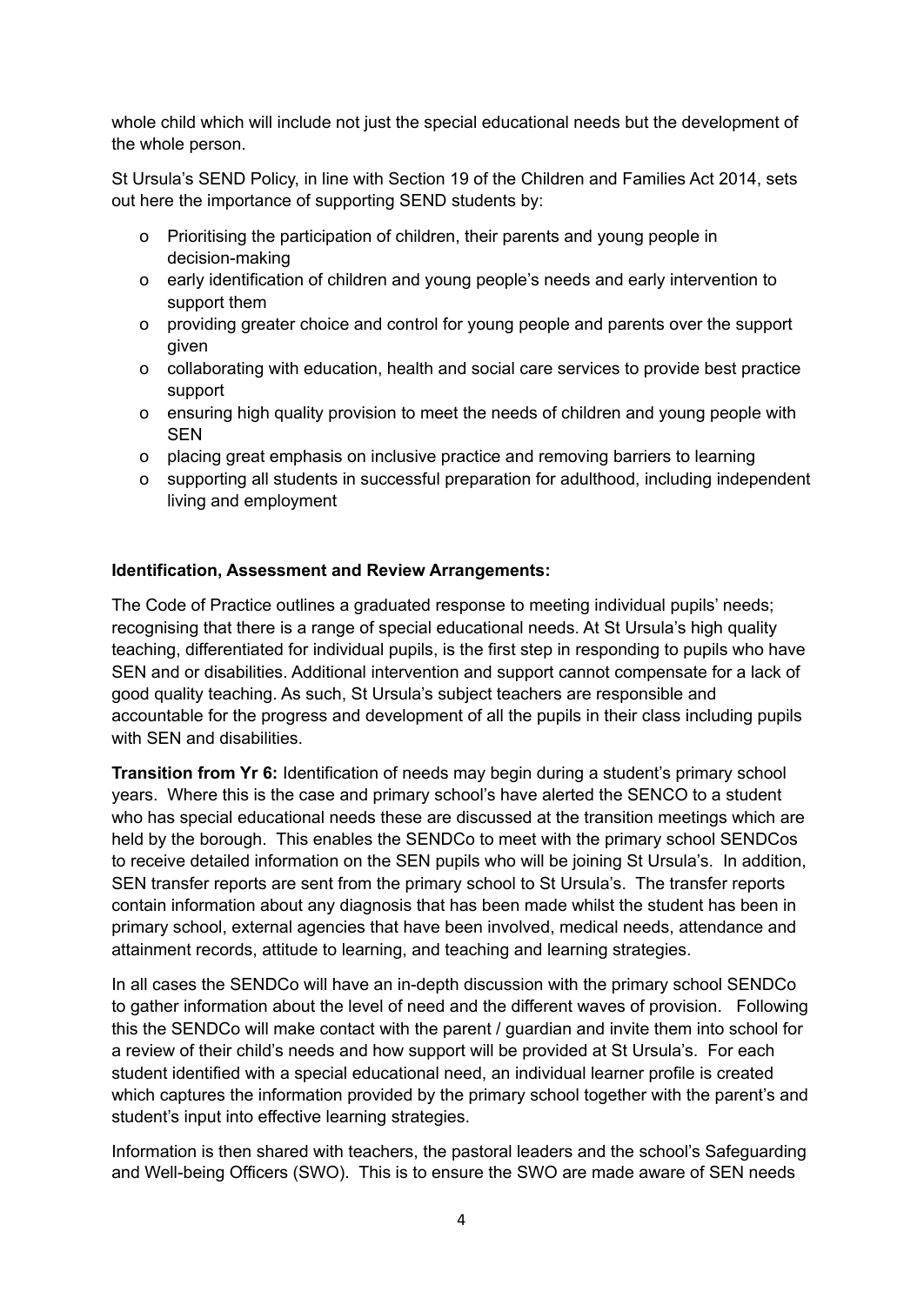whole child which will include not just the special educational needs but the development of the whole person.

St Ursula's SEND Policy, in line with Section 19 of the Children and Families Act 2014, sets out here the importance of supporting SEND students by:

- Prioritising the participation of children, their parents and young people in decision-making
- early identification of children and young people's needs and early intervention to support them
- providing greater choice and control for young people and parents over the support given
- collaborating with education, health and social care services to provide best practice support
- ensuring high quality provision to meet the needs of children and young people with SEN
- placing great emphasis on inclusive practice and removing barriers to learning
- supporting all students in successful preparation for adulthood, including independent living and employment

**Identification, Assessment and Review Arrangements:**

The Code of Practice outlines a graduated response to meeting individual pupils' needs; recognising that there is a range of special educational needs. At St Ursula's high quality teaching, differentiated for individual pupils, is the first step in responding to pupils who have SEN and or disabilities. Additional intervention and support cannot compensate for a lack of good quality teaching. As such, St Ursula's subject teachers are responsible and accountable for the progress and development of all the pupils in their class including pupils with SEN and disabilities.

**Transition from Yr 6:** Identification of needs may begin during a student's primary school years. Where this is the case and primary school's have alerted the SENCO to a student who has special educational needs these are discussed at the transition meetings which are held by the borough. This enables the SENDCo to meet with the primary school SENDCos to receive detailed information on the SEN pupils who will be joining St Ursula's. In addition, SEN transfer reports are sent from the primary school to St Ursula's. The transfer reports contain information about any diagnosis that has been made whilst the student has been in primary school, external agencies that have been involved, medical needs, attendance and attainment records, attitude to learning, and teaching and learning strategies.

In all cases the SENDCo will have an in-depth discussion with the primary school SENDCo to gather information about the level of need and the different waves of provision. Following this the SENDCo will make contact with the parent / guardian and invite them into school for a review of their child's needs and how support will be provided at St Ursula's. For each student identified with a special educational need, an individual learner profile is created which captures the information provided by the primary school together with the parent's and student's input into effective learning strategies.

Information is then shared with teachers, the pastoral leaders and the school's Safeguarding and Well-being Officers (SWO). This is to ensure the SWO are made aware of SEN needs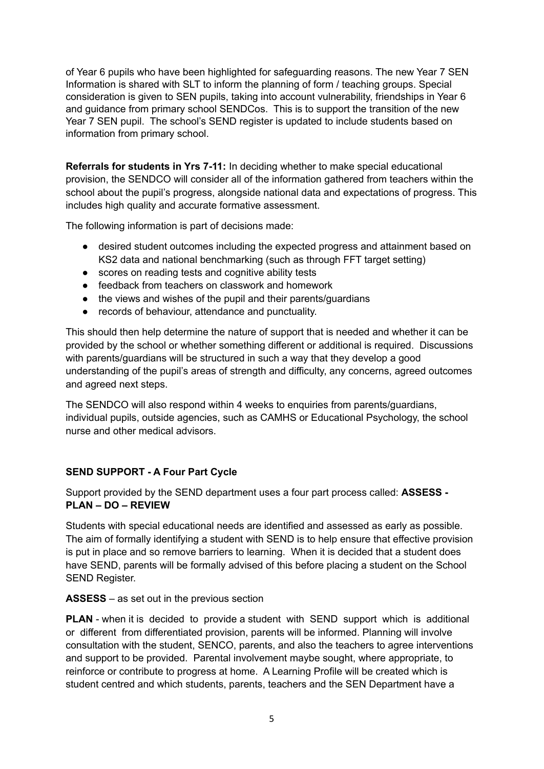of Year 6 pupils who have been highlighted for safeguarding reasons. The new Year 7 SEN Information is shared with SLT to inform the planning of form / teaching groups. Special consideration is given to SEN pupils, taking into account vulnerability, friendships in Year 6 and guidance from primary school SENDCos. This is to support the transition of the new Year 7 SEN pupil. The school's SEND register is updated to include students based on information from primary school.

**Referrals for students in Yrs 7-11:** In deciding whether to make special educational provision, the SENDCO will consider all of the information gathered from teachers within the school about the pupil's progress, alongside national data and expectations of progress. This includes high quality and accurate formative assessment.

The following information is part of decisions made:

- desired student outcomes including the expected progress and attainment based on KS2 data and national benchmarking (such as through FFT target setting)
- scores on reading tests and cognitive ability tests
- feedback from teachers on classwork and homework
- the views and wishes of the pupil and their parents/guardians
- records of behaviour, attendance and punctuality.

This should then help determine the nature of support that is needed and whether it can be provided by the school or whether something different or additional is required. Discussions with parents/guardians will be structured in such a way that they develop a good understanding of the pupil's areas of strength and difficulty, any concerns, agreed outcomes and agreed next steps.

The SENDCO will also respond within 4 weeks to enquiries from parents/guardians, individual pupils, outside agencies, such as CAMHS or Educational Psychology, the school nurse and other medical advisors.

## SEND SUPPORT - A Four Part Cycle

Support provided by the SEND department uses a four part process called: **ASSESS - PLAN – DO – REVIEW**

Students with special educational needs are identified and assessed as early as possible. The aim of formally identifying a student with SEND is to help ensure that effective provision is put in place and so remove barriers to learning. When it is decided that a student does have SEND, parents will be formally advised of this before placing a student on the School SEND Register.

**ASSESS** – as set out in the previous section

**PLAN** - when it is decided to provide a student with SEND support which is additional or different from differentiated provision, parents will be informed. Planning will involve consultation with the student, SENCO, parents, and also the teachers to agree interventions and support to be provided. Parental involvement maybe sought, where appropriate, to reinforce or contribute to progress at home. A Learning Profile will be created which is student centred and which students, parents, teachers and the SEN Department have a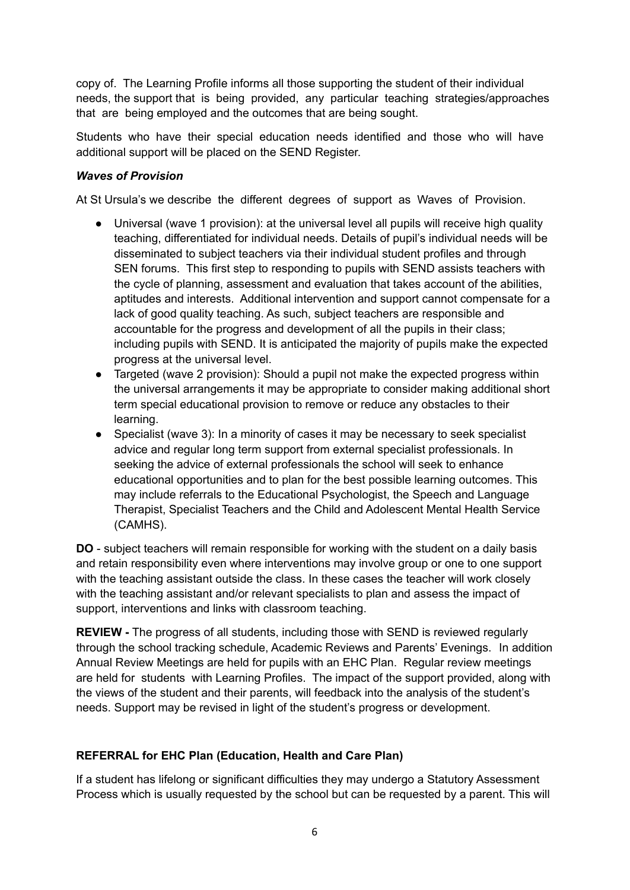copy of. The Learning Profile informs all those supporting the student of their individual needs, the support that is being provided, any particular teaching strategies/approaches that are being employed and the outcomes that are being sought.

Students who have their special education needs identified and those who will have additional support will be placed on the SEND Register.

***Waves of Provision***

At St Ursula's we describe the different degrees of support as Waves of Provision.

- Universal (wave 1 provision): at the universal level all pupils will receive high quality teaching, differentiated for individual needs. Details of pupil's individual needs will be disseminated to subject teachers via their individual student profiles and through SEN forums. This first step to responding to pupils with SEND assists teachers with the cycle of planning, assessment and evaluation that takes account of the abilities, aptitudes and interests. Additional intervention and support cannot compensate for a lack of good quality teaching. As such, subject teachers are responsible and accountable for the progress and development of all the pupils in their class; including pupils with SEND. It is anticipated the majority of pupils make the expected progress at the universal level.
- Targeted (wave 2 provision): Should a pupil not make the expected progress within the universal arrangements it may be appropriate to consider making additional short term special educational provision to remove or reduce any obstacles to their learning.
- Specialist (wave 3): In a minority of cases it may be necessary to seek specialist advice and regular long term support from external specialist professionals. In seeking the advice of external professionals the school will seek to enhance educational opportunities and to plan for the best possible learning outcomes. This may include referrals to the Educational Psychologist, the Speech and Language Therapist, Specialist Teachers and the Child and Adolescent Mental Health Service (CAMHS).

**DO** - subject teachers will remain responsible for working with the student on a daily basis and retain responsibility even where interventions may involve group or one to one support with the teaching assistant outside the class. In these cases the teacher will work closely with the teaching assistant and/or relevant specialists to plan and assess the impact of support, interventions and links with classroom teaching.

**REVIEW -** The progress of all students, including those with SEND is reviewed regularly through the school tracking schedule, Academic Reviews and Parents' Evenings. In addition Annual Review Meetings are held for pupils with an EHC Plan. Regular review meetings are held for students with Learning Profiles. The impact of the support provided, along with the views of the student and their parents, will feedback into the analysis of the student's needs. Support may be revised in light of the student's progress or development.

**REFERRAL for EHC Plan (Education, Health and Care Plan)**

If a student has lifelong or significant difficulties they may undergo a Statutory Assessment Process which is usually requested by the school but can be requested by a parent. This will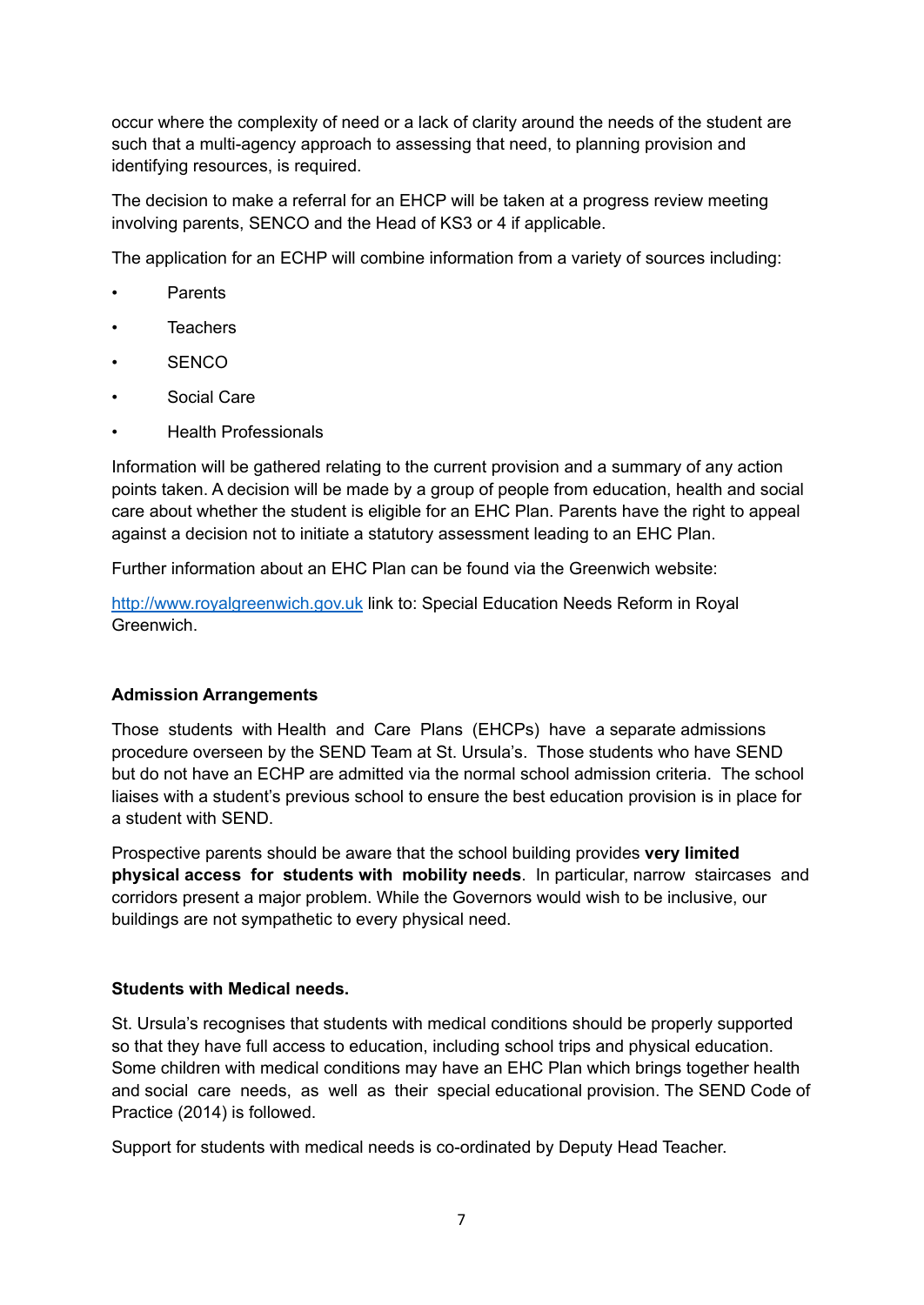occur where the complexity of need or a lack of clarity around the needs of the student are such that a multi-agency approach to assessing that need, to planning provision and identifying resources, is required.

The decision to make a referral for an EHCP will be taken at a progress review meeting involving parents, SENCO and the Head of KS3 or 4 if applicable.

The application for an ECHP will combine information from a variety of sources including:

- Parents
- Teachers
- SENCO
- Social Care
- Health Professionals

Information will be gathered relating to the current provision and a summary of any action points taken. A decision will be made by a group of people from education, health and social care about whether the student is eligible for an EHC Plan. Parents have the right to appeal against a decision not to initiate a statutory assessment leading to an EHC Plan.

Further information about an EHC Plan can be found via the Greenwich website:

[http://www.royalgreenwich.gov.uk](http://www.royalgreenwich.gov.uk) link to: Special Education Needs Reform in Royal Greenwich.

**Admission Arrangements**

Those students with Health and Care Plans (EHCPs) have a separate admissions procedure overseen by the SEND Team at St. Ursula's. Those students who have SEND but do not have an ECHP are admitted via the normal school admission criteria. The school liaises with a student's previous school to ensure the best education provision is in place for a student with SEND.

Prospective parents should be aware that the school building provides **very limited physical access for students with mobility needs**. In particular, narrow staircases and corridors present a major problem. While the Governors would wish to be inclusive, our buildings are not sympathetic to every physical need.

**Students with Medical needs.**

St. Ursula's recognises that students with medical conditions should be properly supported so that they have full access to education, including school trips and physical education. Some children with medical conditions may have an EHC Plan which brings together health and social care needs, as well as their special educational provision. The SEND Code of Practice (2014) is followed.

Support for students with medical needs is co-ordinated by Deputy Head Teacher.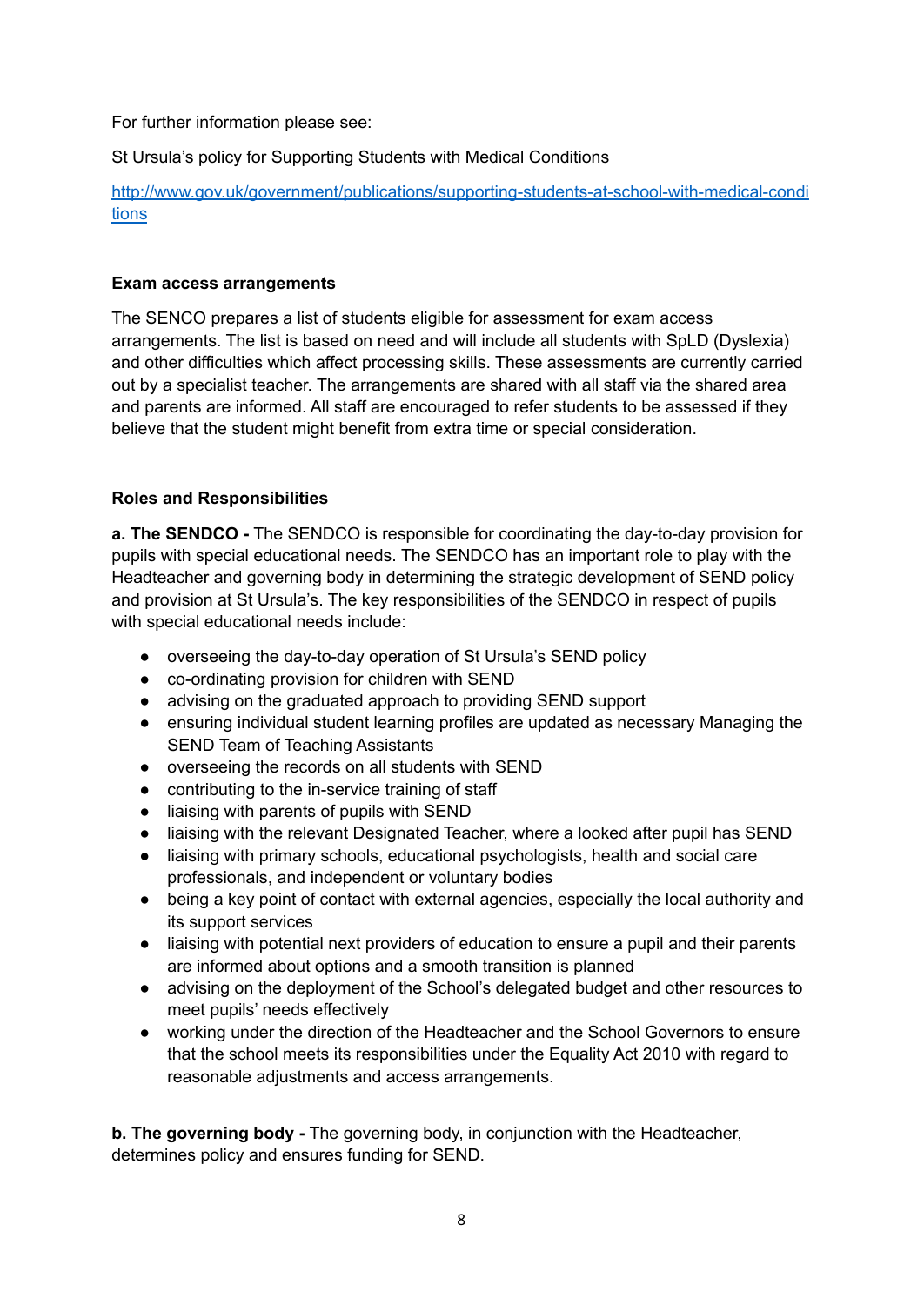For further information please see:

St Ursula's policy for Supporting Students with Medical Conditions

[http://www.gov.uk/government/publications/supporting-students-at-school-with-medical-conditions](http://www.gov.uk/government/publications/supporting-students-at-school-with-medical-conditions)

**Exam access arrangements**

The SENCO prepares a list of students eligible for assessment for exam access arrangements. The list is based on need and will include all students with SpLD (Dyslexia) and other difficulties which affect processing skills. These assessments are currently carried out by a specialist teacher. The arrangements are shared with all staff via the shared area and parents are informed. All staff are encouraged to refer students to be assessed if they believe that the student might benefit from extra time or special consideration.

**Roles and Responsibilities**

**a. The SENDCO -** The SENDCO is responsible for coordinating the day-to-day provision for pupils with special educational needs. The SENDCO has an important role to play with the Headteacher and governing body in determining the strategic development of SEND policy and provision at St Ursula's. The key responsibilities of the SENDCO in respect of pupils with special educational needs include:

- overseeing the day-to-day operation of St Ursula's SEND policy
- co-ordinating provision for children with SEND
- advising on the graduated approach to providing SEND support
- ensuring individual student learning profiles are updated as necessary Managing the SEND Team of Teaching Assistants
- overseeing the records on all students with SEND
- contributing to the in-service training of staff
- liaising with parents of pupils with SEND
- liaising with the relevant Designated Teacher, where a looked after pupil has SEND
- liaising with primary schools, educational psychologists, health and social care professionals, and independent or voluntary bodies
- being a key point of contact with external agencies, especially the local authority and its support services
- liaising with potential next providers of education to ensure a pupil and their parents are informed about options and a smooth transition is planned
- advising on the deployment of the School's delegated budget and other resources to meet pupils' needs effectively
- working under the direction of the Headteacher and the School Governors to ensure that the school meets its responsibilities under the Equality Act 2010 with regard to reasonable adjustments and access arrangements.

**b. The governing body -** The governing body, in conjunction with the Headteacher, determines policy and ensures funding for SEND.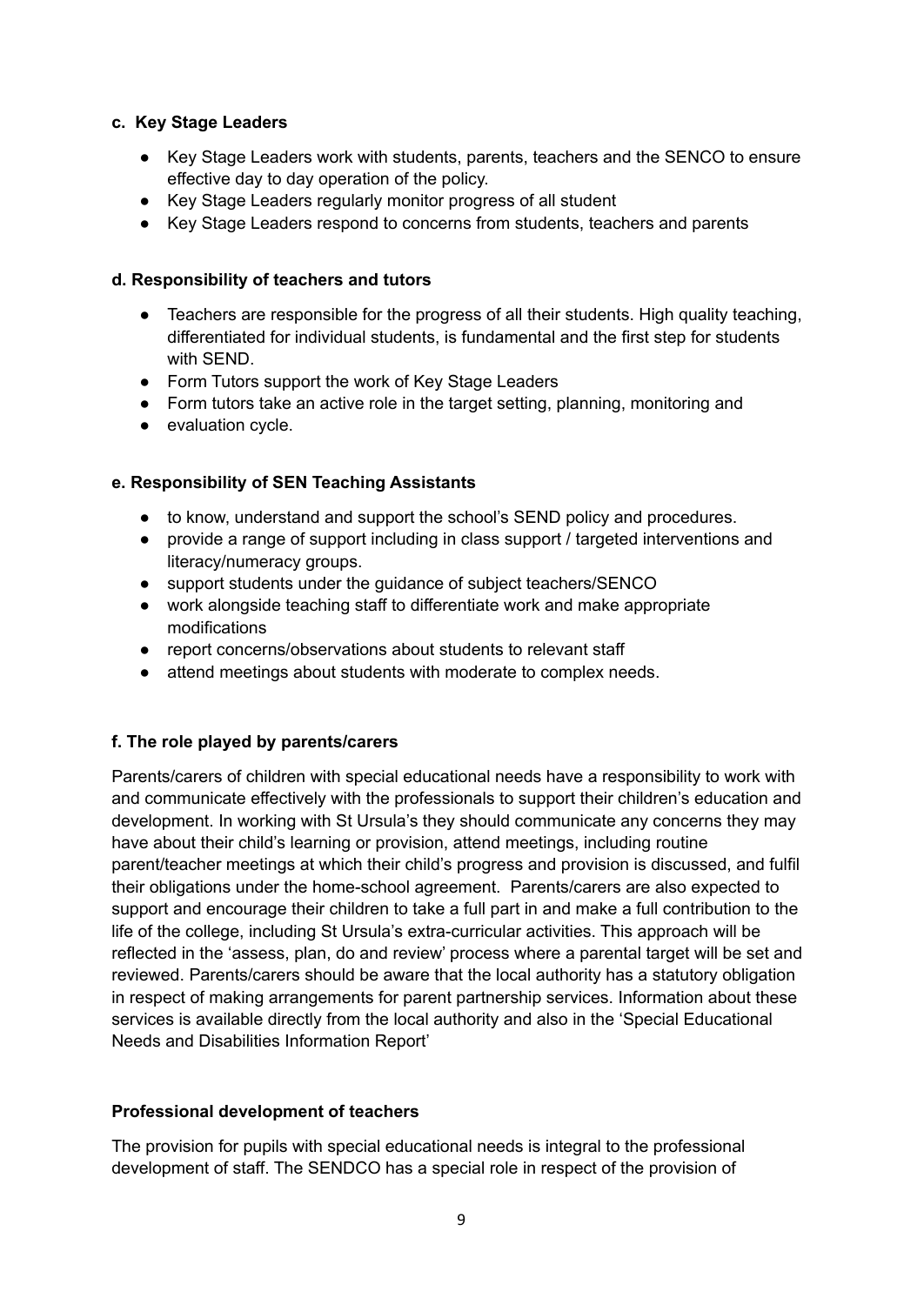#### c. Key Stage Leaders

- Key Stage Leaders work with students, parents, teachers and the SENCO to ensure effective day to day operation of the policy.
- Key Stage Leaders regularly monitor progress of all student
- Key Stage Leaders respond to concerns from students, teachers and parents

#### d. Responsibility of teachers and tutors

- Teachers are responsible for the progress of all their students. High quality teaching, differentiated for individual students, is fundamental and the first step for students with SEND.
- Form Tutors support the work of Key Stage Leaders
- Form tutors take an active role in the target setting, planning, monitoring and
- evaluation cycle.

#### e. Responsibility of SEN Teaching Assistants

- to know, understand and support the school's SEND policy and procedures.
- provide a range of support including in class support / targeted interventions and literacy/numeracy groups.
- support students under the guidance of subject teachers/SENCO
- work alongside teaching staff to differentiate work and make appropriate modifications
- report concerns/observations about students to relevant staff
- attend meetings about students with moderate to complex needs.

#### f. The role played by parents/carers

Parents/carers of children with special educational needs have a responsibility to work with and communicate effectively with the professionals to support their children's education and development. In working with St Ursula's they should communicate any concerns they may have about their child's learning or provision, attend meetings, including routine parent/teacher meetings at which their child's progress and provision is discussed, and fulfil their obligations under the home-school agreement.  Parents/carers are also expected to support and encourage their children to take a full part in and make a full contribution to the life of the college, including St Ursula's extra-curricular activities. This approach will be reflected in the 'assess, plan, do and review' process where a parental target will be set and reviewed. Parents/carers should be aware that the local authority has a statutory obligation in respect of making arrangements for parent partnership services. Information about these services is available directly from the local authority and also in the 'Special Educational Needs and Disabilities Information Report'

#### Professional development of teachers

The provision for pupils with special educational needs is integral to the professional development of staff. The SENDCO has a special role in respect of the provision of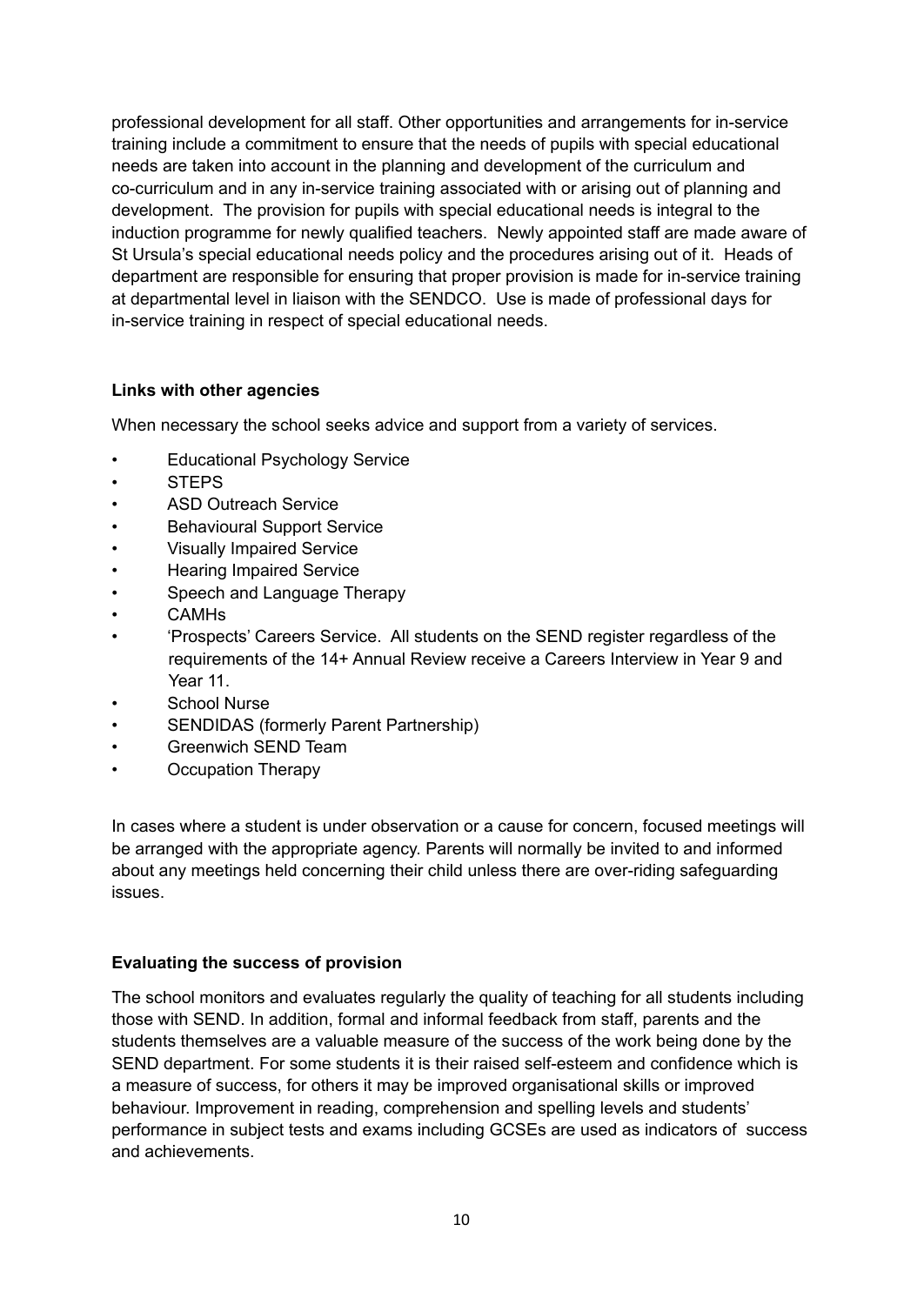professional development for all staff. Other opportunities and arrangements for in-service training include a commitment to ensure that the needs of pupils with special educational needs are taken into account in the planning and development of the curriculum and co-curriculum and in any in-service training associated with or arising out of planning and development. The provision for pupils with special educational needs is integral to the induction programme for newly qualified teachers. Newly appointed staff are made aware of St Ursula's special educational needs policy and the procedures arising out of it. Heads of department are responsible for ensuring that proper provision is made for in-service training at departmental level in liaison with the SENDCO. Use is made of professional days for in-service training in respect of special educational needs.

**Links with other agencies**

When necessary the school seeks advice and support from a variety of services.

- Educational Psychology Service
- STEPS
- ASD Outreach Service
- Behavioural Support Service
- Visually Impaired Service
- Hearing Impaired Service
- Speech and Language Therapy
- CAMHs
- 'Prospects' Careers Service. All students on the SEND register regardless of the requirements of the 14+ Annual Review receive a Careers Interview in Year 9 and Year 11.
- School Nurse
- SENDIDAS (formerly Parent Partnership)
- Greenwich SEND Team
- Occupation Therapy

In cases where a student is under observation or a cause for concern, focused meetings will be arranged with the appropriate agency. Parents will normally be invited to and informed about any meetings held concerning their child unless there are over-riding safeguarding issues.

**Evaluating the success of provision**

The school monitors and evaluates regularly the quality of teaching for all students including those with SEND. In addition, formal and informal feedback from staff, parents and the students themselves are a valuable measure of the success of the work being done by the SEND department. For some students it is their raised self-esteem and confidence which is a measure of success, for others it may be improved organisational skills or improved behaviour. Improvement in reading, comprehension and spelling levels and students' performance in subject tests and exams including GCSEs are used as indicators of success and achievements.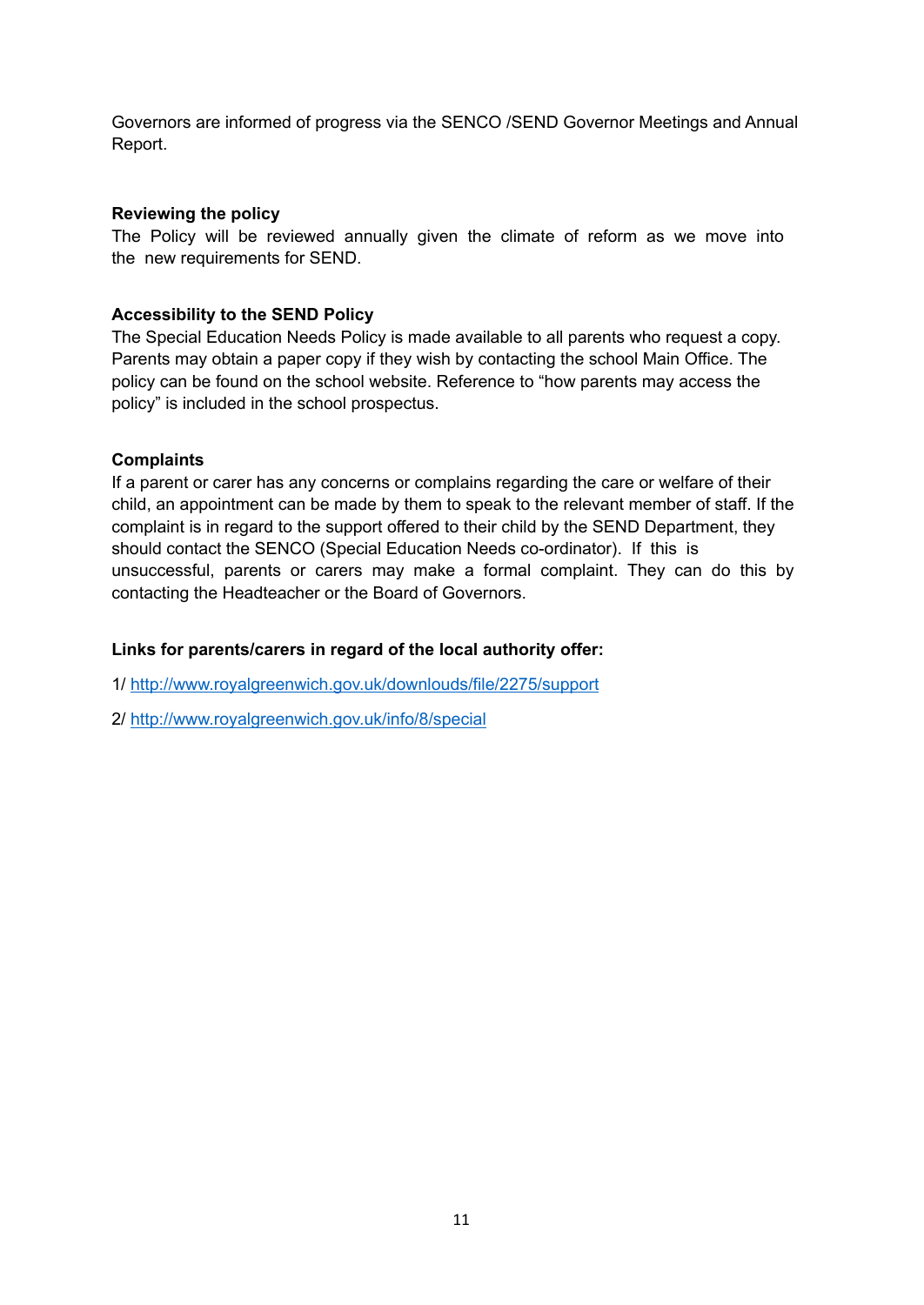Governors are informed of progress via the SENCO /SEND Governor Meetings and Annual Report.

**Reviewing the policy**

The Policy will be reviewed annually given the climate of reform as we move into the new requirements for SEND.

**Accessibility to the SEND Policy**

The Special Education Needs Policy is made available to all parents who request a copy. Parents may obtain a paper copy if they wish by contacting the school Main Office. The policy can be found on the school website. Reference to "how parents may access the policy" is included in the school prospectus.

**Complaints**

If a parent or carer has any concerns or complains regarding the care or welfare of their child, an appointment can be made by them to speak to the relevant member of staff. If the complaint is in regard to the support offered to their child by the SEND Department, they should contact the SENCO (Special Education Needs co-ordinator). If this is unsuccessful, parents or carers may make a formal complaint. They can do this by contacting the Headteacher or the Board of Governors.

**Links for parents/carers in regard of the local authority offer:**

1/ http://www.royalgreenwich.gov.uk/downlouds/file/2275/support

2/ http://www.royalgreenwich.gov.uk/info/8/special